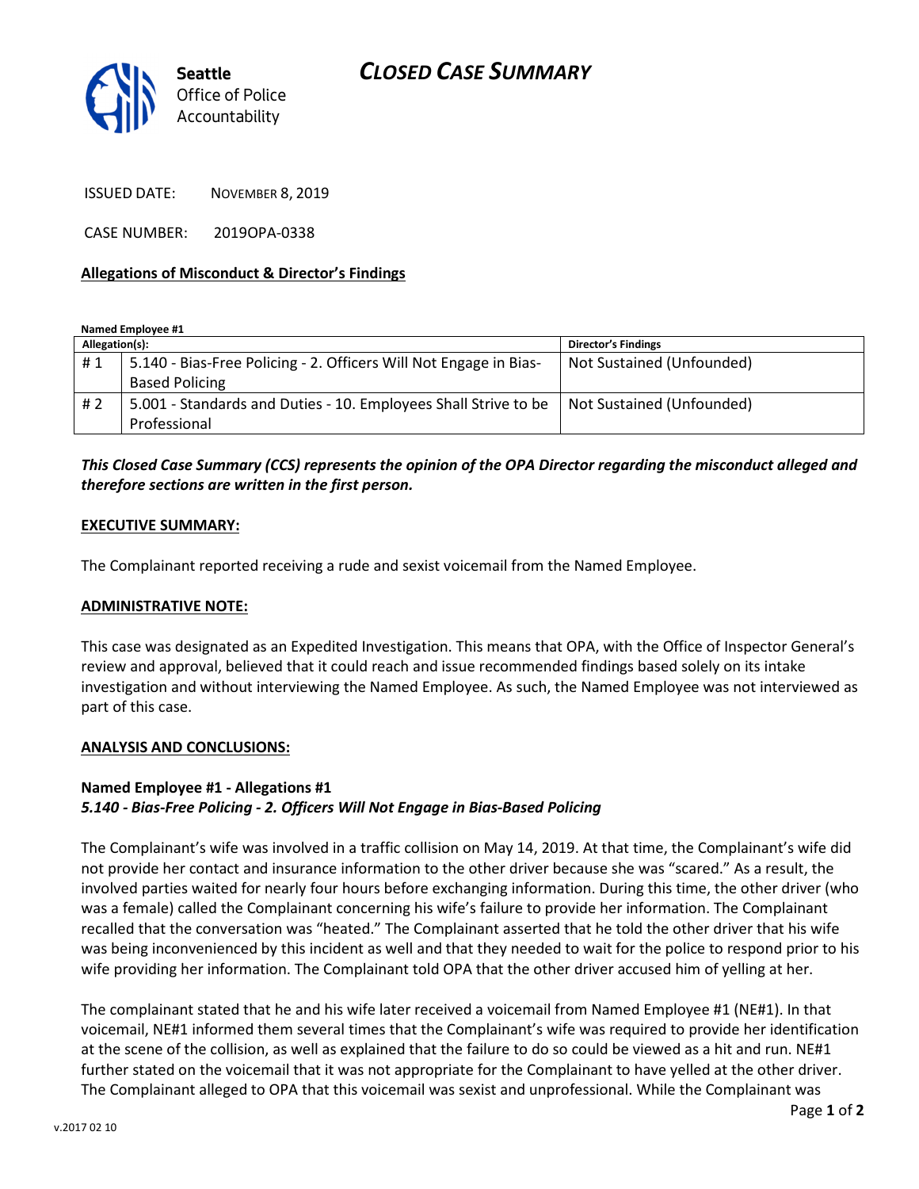# CLOSED CASE SUMMARY

Seattle Office of Police Accountability

ISSUED DATE: NOVEMBER 8, 2019

CASE NUMBER: 2019OPA-0338

**Allegations of Misconduct & Director's Findings**

**Named Employee #1**

| Allegation(s): | | Director's Findings |
|---|---|---|
| # 1 | 5.140 - Bias-Free Policing - 2. Officers Will Not Engage in Bias-Based Policing | Not Sustained (Unfounded) |
| # 2 | 5.001 - Standards and Duties - 10. Employees Shall Strive to be Professional | Not Sustained (Unfounded) |

***This Closed Case Summary (CCS) represents the opinion of the OPA Director regarding the misconduct alleged and therefore sections are written in the first person.***

**EXECUTIVE SUMMARY:**

The Complainant reported receiving a rude and sexist voicemail from the Named Employee.

**ADMINISTRATIVE NOTE:**

This case was designated as an Expedited Investigation. This means that OPA, with the Office of Inspector General's review and approval, believed that it could reach and issue recommended findings based solely on its intake investigation and without interviewing the Named Employee. As such, the Named Employee was not interviewed as part of this case.

**ANALYSIS AND CONCLUSIONS:**

**Named Employee #1 - Allegations #1**
***5.140 - Bias-Free Policing - 2. Officers Will Not Engage in Bias-Based Policing***

The Complainant's wife was involved in a traffic collision on May 14, 2019. At that time, the Complainant's wife did not provide her contact and insurance information to the other driver because she was "scared." As a result, the involved parties waited for nearly four hours before exchanging information. During this time, the other driver (who was a female) called the Complainant concerning his wife's failure to provide her information. The Complainant recalled that the conversation was "heated." The Complainant asserted that he told the other driver that his wife was being inconvenienced by this incident as well and that they needed to wait for the police to respond prior to his wife providing her information. The Complainant told OPA that the other driver accused him of yelling at her.

The complainant stated that he and his wife later received a voicemail from Named Employee #1 (NE#1). In that voicemail, NE#1 informed them several times that the Complainant's wife was required to provide her identification at the scene of the collision, as well as explained that the failure to do so could be viewed as a hit and run. NE#1 further stated on the voicemail that it was not appropriate for the Complainant to have yelled at the other driver. The Complainant alleged to OPA that this voicemail was sexist and unprofessional. While the Complainant was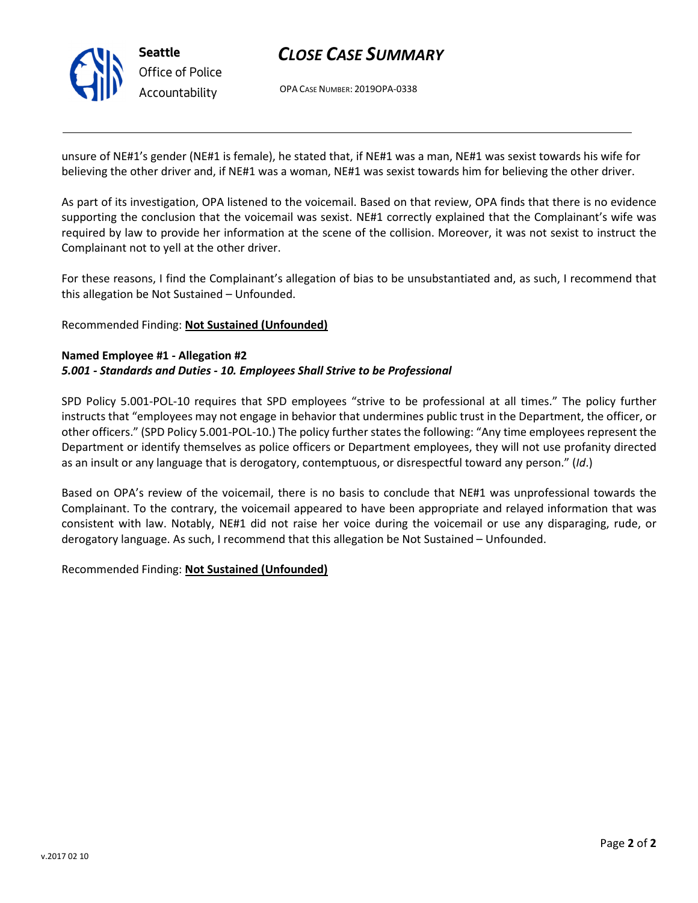unsure of NE#1's gender (NE#1 is female), he stated that, if NE#1 was a man, NE#1 was sexist towards his wife for believing the other driver and, if NE#1 was a woman, NE#1 was sexist towards him for believing the other driver.

As part of its investigation, OPA listened to the voicemail. Based on that review, OPA finds that there is no evidence supporting the conclusion that the voicemail was sexist. NE#1 correctly explained that the Complainant's wife was required by law to provide her information at the scene of the collision. Moreover, it was not sexist to instruct the Complainant not to yell at the other driver.

For these reasons, I find the Complainant's allegation of bias to be unsubstantiated and, as such, I recommend that this allegation be Not Sustained – Unfounded.

Recommended Finding: **Not Sustained (Unfounded)**

**Named Employee #1 - Allegation #2**
***5.001 - Standards and Duties - 10. Employees Shall Strive to be Professional***

SPD Policy 5.001-POL-10 requires that SPD employees "strive to be professional at all times." The policy further instructs that "employees may not engage in behavior that undermines public trust in the Department, the officer, or other officers." (SPD Policy 5.001-POL-10.) The policy further states the following: "Any time employees represent the Department or identify themselves as police officers or Department employees, they will not use profanity directed as an insult or any language that is derogatory, contemptuous, or disrespectful toward any person." (*Id*.)

Based on OPA's review of the voicemail, there is no basis to conclude that NE#1 was unprofessional towards the Complainant. To the contrary, the voicemail appeared to have been appropriate and relayed information that was consistent with law. Notably, NE#1 did not raise her voice during the voicemail or use any disparaging, rude, or derogatory language. As such, I recommend that this allegation be Not Sustained – Unfounded.

Recommended Finding: **Not Sustained (Unfounded)**